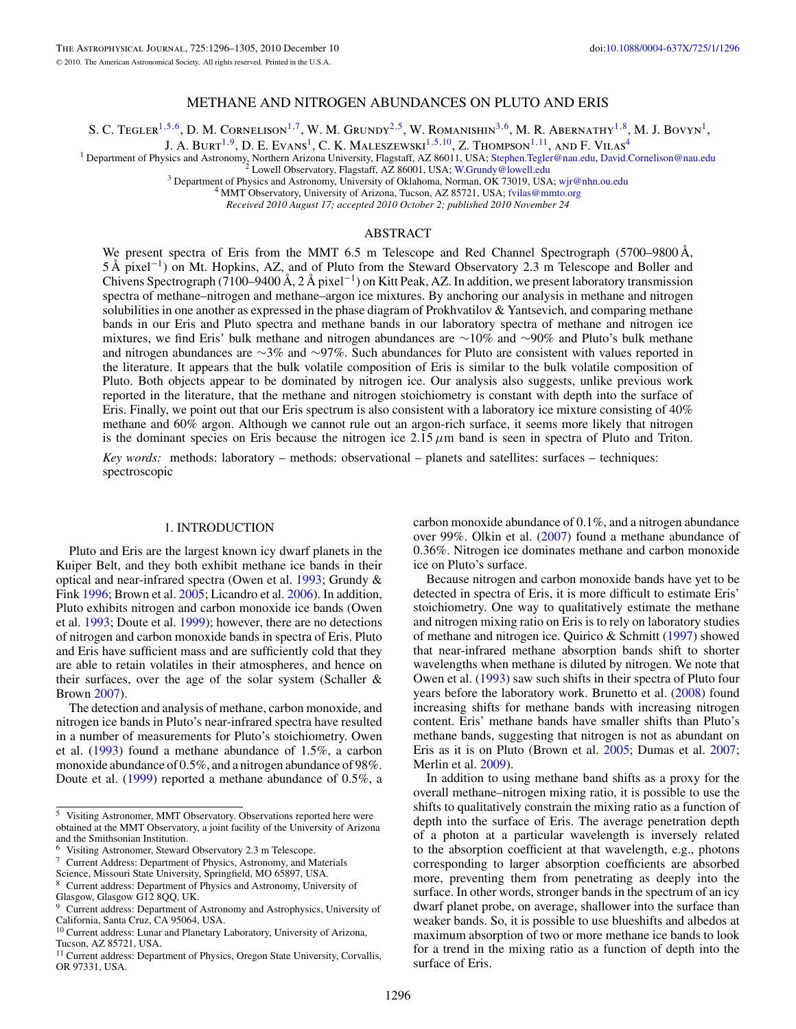# METHANE AND NITROGEN ABUNDANCES ON PLUTO AND ERIS

S. C. Tegler[1,5,6], D. M. Cornelison[1,7], W. M. Grundy[2,5], W. Romanishin[3,6], M. R. Abernathy[1,8], M. J. Bovyn[1], J. A. Burt[1,9], D. E. Evans[1], C. K. Maleszewski[1,5,10], Z. Thompson[1,11], and F. Vilas[4]

[1] Department of Physics and Astronomy, Northern Arizona University, Flagstaff, AZ 86011, USA; Stephen.Tegler@nau.edu, David.Cornelison@nau.edu
[2] Lowell Observatory, Flagstaff, AZ 86001, USA; W.Grundy@lowell.edu
[3] Department of Physics and Astronomy, University of Oklahoma, Norman, OK 73019, USA; wjr@nhn.ou.edu
[4] MMT Observatory, University of Arizona, Tucson, AZ 85721, USA; fvilas@mmto.org

*Received 2010 August 17; accepted 2010 October 2; published 2010 November 24*

## ABSTRACT

We present spectra of Eris from the MMT 6.5 m Telescope and Red Channel Spectrograph (5700–9800 Å, 5 Å pixel$^{-1}$) on Mt. Hopkins, AZ, and of Pluto from the Steward Observatory 2.3 m Telescope and Boller and Chivens Spectrograph (7100–9400 Å, 2 Å pixel$^{-1}$) on Kitt Peak, AZ. In addition, we present laboratory transmission spectra of methane–nitrogen and methane–argon ice mixtures. By anchoring our analysis in methane and nitrogen solubilities in one another as expressed in the phase diagram of Prokhvatilov & Yantsevich, and comparing methane bands in our Eris and Pluto spectra and methane bands in our laboratory spectra of methane and nitrogen ice mixtures, we find Eris' bulk methane and nitrogen abundances are ~10% and ~90% and Pluto's bulk methane and nitrogen abundances are ~3% and ~97%. Such abundances for Pluto are consistent with values reported in the literature. It appears that the bulk volatile composition of Eris is similar to the bulk volatile composition of Pluto. Both objects appear to be dominated by nitrogen ice. Our analysis also suggests, unlike previous work reported in the literature, that the methane and nitrogen stoichiometry is constant with depth into the surface of Eris. Finally, we point out that our Eris spectrum is also consistent with a laboratory ice mixture consisting of 40% methane and 60% argon. Although we cannot rule out an argon-rich surface, it seems more likely that nitrogen is the dominant species on Eris because the nitrogen ice 2.15 $\mu$m band is seen in spectra of Pluto and Triton.

*Key words:* methods: laboratory – methods: observational – planets and satellites: surfaces – techniques: spectroscopic

## 1. INTRODUCTION

Pluto and Eris are the largest known icy dwarf planets in the Kuiper Belt, and they both exhibit methane ice bands in their optical and near-infrared spectra (Owen et al. 1993; Grundy & Fink 1996; Brown et al. 2005; Licandro et al. 2006). In addition, Pluto exhibits nitrogen and carbon monoxide ice bands (Owen et al. 1993; Doute et al. 1999); however, there are no detections of nitrogen and carbon monoxide bands in spectra of Eris. Pluto and Eris have sufficient mass and are sufficiently cold that they are able to retain volatiles in their atmospheres, and hence on their surfaces, over the age of the solar system (Schaller & Brown 2007).

The detection and analysis of methane, carbon monoxide, and nitrogen ice bands in Pluto's near-infrared spectra have resulted in a number of measurements for Pluto's stoichiometry. Owen et al. (1993) found a methane abundance of 1.5%, a carbon monoxide abundance of 0.5%, and a nitrogen abundance of 98%. Doute et al. (1999) reported a methane abundance of 0.5%, a carbon monoxide abundance of 0.1%, and a nitrogen abundance over 99%. Olkin et al. (2007) found a methane abundance of 0.36%. Nitrogen ice dominates methane and carbon monoxide ice on Pluto's surface.

Because nitrogen and carbon monoxide bands have yet to be detected in spectra of Eris, it is more difficult to estimate Eris' stoichiometry. One way to qualitatively estimate the methane and nitrogen mixing ratio on Eris is to rely on laboratory studies of methane and nitrogen ice. Quirico & Schmitt (1997) showed that near-infrared methane absorption bands shift to shorter wavelengths when methane is diluted by nitrogen. We note that Owen et al. (1993) saw such shifts in their spectra of Pluto four years before the laboratory work. Brunetto et al. (2008) found increasing shifts for methane bands with increasing nitrogen content. Eris' methane bands have smaller shifts than Pluto's methane bands, suggesting that nitrogen is not as abundant on Eris as it is on Pluto (Brown et al. 2005; Dumas et al. 2007; Merlin et al. 2009).

In addition to using methane band shifts as a proxy for the overall methane–nitrogen mixing ratio, it is possible to use the shifts to qualitatively constrain the mixing ratio as a function of depth into the surface of Eris. The average penetration depth of a photon at a particular wavelength is inversely related to the absorption coefficient at that wavelength, e.g., photons corresponding to larger absorption coefficients are absorbed more, preventing them from penetrating as deeply into the surface. In other words, stronger bands in the spectrum of an icy dwarf planet probe, on average, shallower into the surface than weaker bands. So, it is possible to use blueshifts and albedos at maximum absorption of two or more methane ice bands to look for a trend in the mixing ratio as a function of depth into the surface of Eris.

[5] Visiting Astronomer, MMT Observatory. Observations reported here were obtained at the MMT Observatory, a joint facility of the University of Arizona and the Smithsonian Institution.
[6] Visiting Astronomer, Steward Observatory 2.3 m Telescope.
[7] Current Address: Department of Physics, Astronomy, and Materials Science, Missouri State University, Springfield, MO 65897, USA.
[8] Current address: Department of Physics and Astronomy, University of Glasgow, Glasgow G12 8QQ, UK.
[9] Current address: Department of Astronomy and Astrophysics, University of California, Santa Cruz, CA 95064, USA.
[10] Current address: Lunar and Planetary Laboratory, University of Arizona, Tucson, AZ 85721, USA.
[11] Current address: Department of Physics, Oregon State University, Corvallis, OR 97331, USA.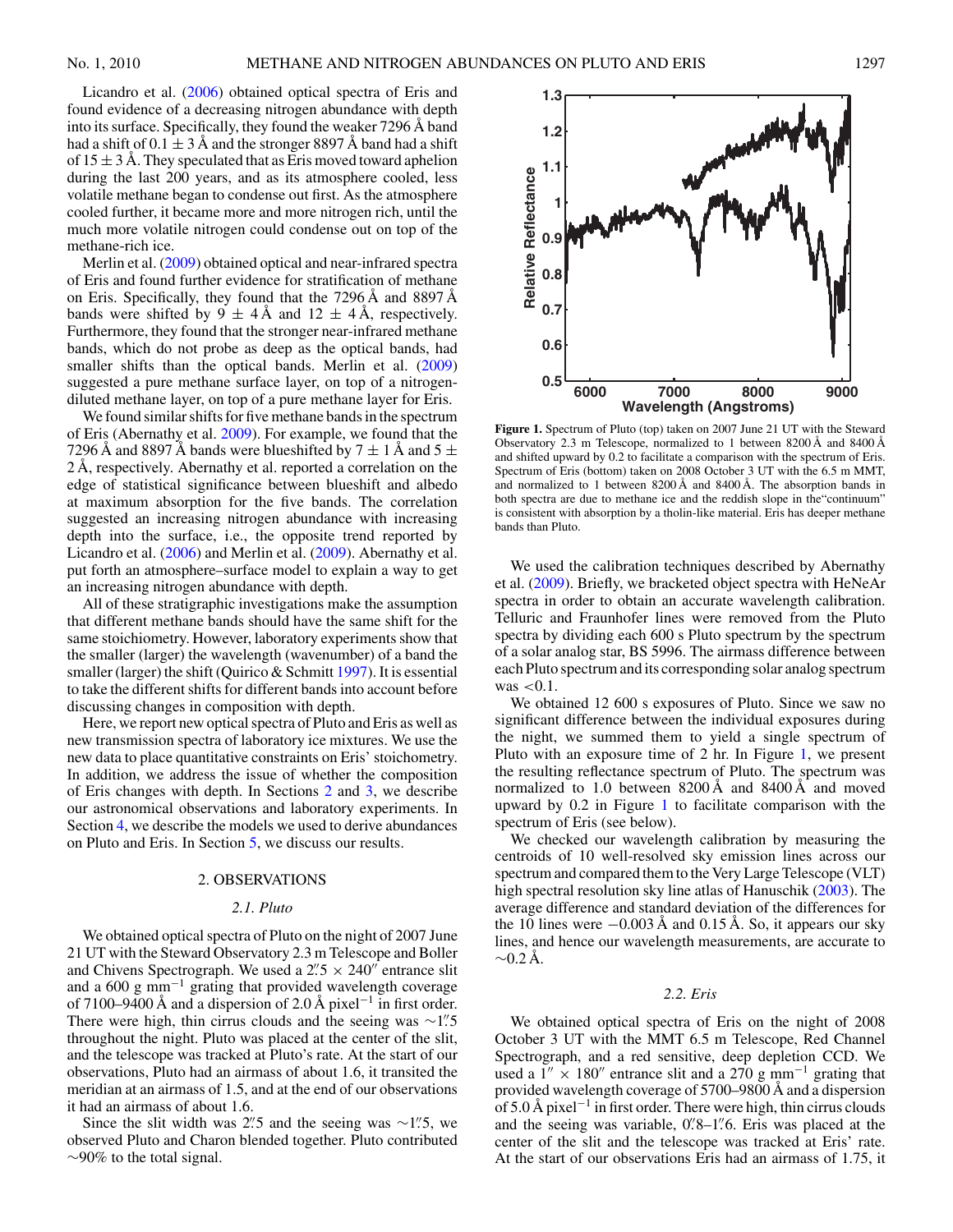Licandro et al. (2006) obtained optical spectra of Eris and found evidence of a decreasing nitrogen abundance with depth into its surface. Specifically, they found the weaker 7296 Å band had a shift of $0.1 \pm 3$ Å and the stronger 8897 Å band had a shift of $15 \pm 3$ Å. They speculated that as Eris moved toward aphelion during the last 200 years, and as its atmosphere cooled, less volatile methane began to condense out first. As the atmosphere cooled further, it became more and more nitrogen rich, until the much more volatile nitrogen could condense out on top of the methane-rich ice.

Merlin et al. (2009) obtained optical and near-infrared spectra of Eris and found further evidence for stratification of methane on Eris. Specifically, they found that the 7296 Å and 8897 Å bands were shifted by $9 \pm 4$ Å and $12 \pm 4$ Å, respectively. Furthermore, they found that the stronger near-infrared methane bands, which do not probe as deep as the optical bands, had smaller shifts than the optical bands. Merlin et al. (2009) suggested a pure methane surface layer, on top of a nitrogen-diluted methane layer, on top of a pure methane layer for Eris.

We found similar shifts for five methane bands in the spectrum of Eris (Abernathy et al. 2009). For example, we found that the 7296 Å and 8897 Å bands were blueshifted by $7 \pm 1$ Å and $5 \pm 2$ Å, respectively. Abernathy et al. reported a correlation on the edge of statistical significance between blueshift and albedo at maximum absorption for the five bands. The correlation suggested an increasing nitrogen abundance with increasing depth into the surface, i.e., the opposite trend reported by Licandro et al. (2006) and Merlin et al. (2009). Abernathy et al. put forth an atmosphere–surface model to explain a way to get an increasing nitrogen abundance with depth.

All of these stratigraphic investigations make the assumption that different methane bands should have the same shift for the same stoichiometry. However, laboratory experiments show that the smaller (larger) the wavelength (wavenumber) of a band the smaller (larger) the shift (Quirico & Schmitt 1997). It is essential to take the different shifts for different bands into account before discussing changes in composition with depth.

Here, we report new optical spectra of Pluto and Eris as well as new transmission spectra of laboratory ice mixtures. We use the new data to place quantitative constraints on Eris' stoichiometry. In addition, we address the issue of whether the composition of Eris changes with depth. In Sections 2 and 3, we describe our astronomical observations and laboratory experiments. In Section 4, we describe the models we used to derive abundances on Pluto and Eris. In Section 5, we discuss our results.

## 2. OBSERVATIONS

### 2.1. Pluto

We obtained optical spectra of Pluto on the night of 2007 June 21 UT with the Steward Observatory 2.3 m Telescope and Boller and Chivens Spectrograph. We used a 2.″5 × 240″ entrance slit and a 600 g mm$^{-1}$ grating that provided wavelength coverage of 7100–9400 Å and a dispersion of 2.0 Å pixel$^{-1}$ in first order. There were high, thin cirrus clouds and the seeing was ~1.″5 throughout the night. Pluto was placed at the center of the slit, and the telescope was tracked at Pluto's rate. At the start of our observations, Pluto had an airmass of about 1.6, it transited the meridian at an airmass of 1.5, and at the end of our observations it had an airmass of about 1.6.

Since the slit width was 2.″5 and the seeing was ~1.″5, we observed Pluto and Charon blended together. Pluto contributed ~90% to the total signal.

**Figure 1.** Spectrum of Pluto (top) taken on 2007 June 21 UT with the Steward Observatory 2.3 m Telescope, normalized to 1 between 8200 Å and 8400 Å and shifted upward by 0.2 to facilitate a comparison with the spectrum of Eris. Spectrum of Eris (bottom) taken on 2008 October 3 UT with the 6.5 m MMT, and normalized to 1 between 8200 Å and 8400 Å. The absorption bands in both spectra are due to methane ice and the reddish slope in the "continuum" is consistent with absorption by a tholin-like material. Eris has deeper methane bands than Pluto.

We used the calibration techniques described by Abernathy et al. (2009). Briefly, we bracketed object spectra with HeNeAr spectra in order to obtain an accurate wavelength calibration. Telluric and Fraunhofer lines were removed from the Pluto spectra by dividing each 600 s Pluto spectrum by the spectrum of a solar analog star, BS 5996. The airmass difference between each Pluto spectrum and its corresponding solar analog spectrum was <0.1.

We obtained 12 600 s exposures of Pluto. Since we saw no significant difference between the individual exposures during the night, we summed them to yield a single spectrum of Pluto with an exposure time of 2 hr. In Figure 1, we present the resulting reflectance spectrum of Pluto. The spectrum was normalized to 1.0 between 8200 Å and 8400 Å and moved upward by 0.2 in Figure 1 to facilitate comparison with the spectrum of Eris (see below).

We checked our wavelength calibration by measuring the centroids of 10 well-resolved sky emission lines across our spectrum and compared them to the Very Large Telescope (VLT) high spectral resolution sky line atlas of Hanuschik (2003). The average difference and standard deviation of the differences for the 10 lines were −0.003 Å and 0.15 Å. So, it appears our sky lines, and hence our wavelength measurements, are accurate to ~0.2 Å.

### 2.2. Eris

We obtained optical spectra of Eris on the night of 2008 October 3 UT with the MMT 6.5 m Telescope, Red Channel Spectrograph, and a red sensitive, deep depletion CCD. We used a 1″ × 180″ entrance slit and a 270 g mm$^{-1}$ grating that provided wavelength coverage of 5700–9800 Å and a dispersion of 5.0 Å pixel$^{-1}$ in first order. There were high, thin cirrus clouds and the seeing was variable, 0.″8–1.″6. Eris was placed at the center of the slit and the telescope was tracked at Eris' rate. At the start of our observations Eris had an airmass of 1.75, it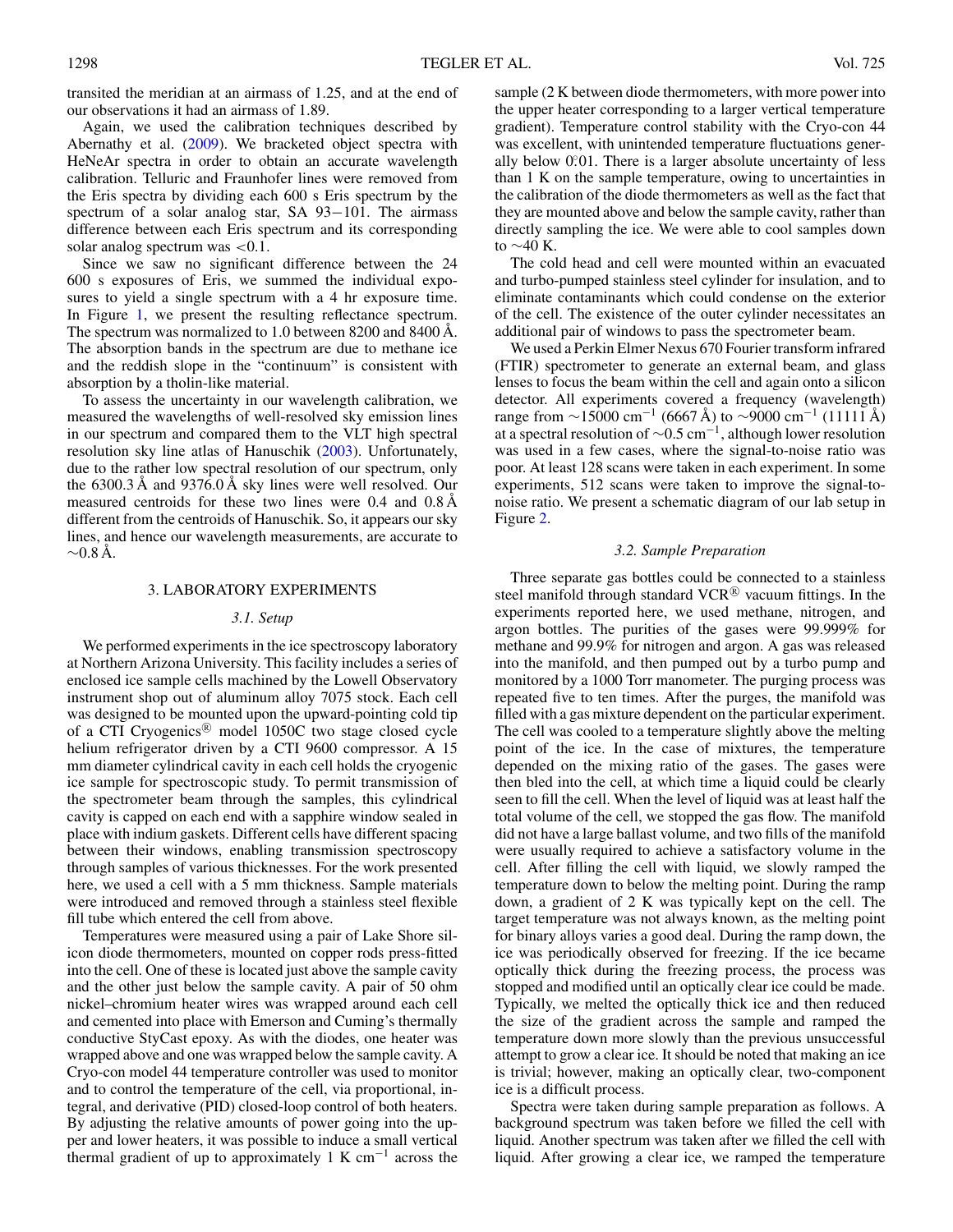transited the meridian at an airmass of 1.25, and at the end of our observations it had an airmass of 1.89.

Again, we used the calibration techniques described by Abernathy et al. (2009). We bracketed object spectra with HeNeAr spectra in order to obtain an accurate wavelength calibration. Telluric and Fraunhofer lines were removed from the Eris spectra by dividing each 600 s Eris spectrum by the spectrum of a solar analog star, SA 93−101. The airmass difference between each Eris spectrum and its corresponding solar analog spectrum was <0.1.

Since we saw no significant difference between the 24 600 s exposures of Eris, we summed the individual exposures to yield a single spectrum with a 4 hr exposure time. In Figure 1, we present the resulting reflectance spectrum. The spectrum was normalized to 1.0 between 8200 and 8400 Å. The absorption bands in the spectrum are due to methane ice and the reddish slope in the "continuum" is consistent with absorption by a tholin-like material.

To assess the uncertainty in our wavelength calibration, we measured the wavelengths of well-resolved sky emission lines in our spectrum and compared them to the VLT high spectral resolution sky line atlas of Hanuschik (2003). Unfortunately, due to the rather low spectral resolution of our spectrum, only the 6300.3 Å and 9376.0 Å sky lines were well resolved. Our measured centroids for these two lines were 0.4 and 0.8 Å different from the centroids of Hanuschik. So, it appears our sky lines, and hence our wavelength measurements, are accurate to ∼0.8 Å.

## 3. LABORATORY EXPERIMENTS

### 3.1. Setup

We performed experiments in the ice spectroscopy laboratory at Northern Arizona University. This facility includes a series of enclosed ice sample cells machined by the Lowell Observatory instrument shop out of aluminum alloy 7075 stock. Each cell was designed to be mounted upon the upward-pointing cold tip of a CTI Cryogenics® model 1050C two stage closed cycle helium refrigerator driven by a CTI 9600 compressor. A 15 mm diameter cylindrical cavity in each cell holds the cryogenic ice sample for spectroscopic study. To permit transmission of the spectrometer beam through the samples, this cylindrical cavity is capped on each end with a sapphire window sealed in place with indium gaskets. Different cells have different spacing between their windows, enabling transmission spectroscopy through samples of various thicknesses. For the work presented here, we used a cell with a 5 mm thickness. Sample materials were introduced and removed through a stainless steel flexible fill tube which entered the cell from above.

Temperatures were measured using a pair of Lake Shore silicon diode thermometers, mounted on copper rods press-fitted into the cell. One of these is located just above the sample cavity and the other just below the sample cavity. A pair of 50 ohm nickel–chromium heater wires was wrapped around each cell and cemented into place with Emerson and Cuming's thermally conductive StyCast epoxy. As with the diodes, one heater was wrapped above and one was wrapped below the sample cavity. A Cryo-con model 44 temperature controller was used to monitor and to control the temperature of the cell, via proportional, integral, and derivative (PID) closed-loop control of both heaters. By adjusting the relative amounts of power going into the upper and lower heaters, it was possible to induce a small vertical thermal gradient of up to approximately 1 K cm$^{-1}$ across the sample (2 K between diode thermometers, with more power into the upper heater corresponding to a larger vertical temperature gradient). Temperature control stability with the Cryo-con 44 was excellent, with unintended temperature fluctuations generally below 0.°01. There is a larger absolute uncertainty of less than 1 K on the sample temperature, owing to uncertainties in the calibration of the diode thermometers as well as the fact that they are mounted above and below the sample cavity, rather than directly sampling the ice. We were able to cool samples down to ∼40 K.

The cold head and cell were mounted within an evacuated and turbo-pumped stainless steel cylinder for insulation, and to eliminate contaminants which could condense on the exterior of the cell. The existence of the outer cylinder necessitates an additional pair of windows to pass the spectrometer beam.

We used a Perkin Elmer Nexus 670 Fourier transform infrared (FTIR) spectrometer to generate an external beam, and glass lenses to focus the beam within the cell and again onto a silicon detector. All experiments covered a frequency (wavelength) range from ∼15000 cm$^{-1}$ (6667 Å) to ∼9000 cm$^{-1}$ (11111 Å) at a spectral resolution of ∼0.5 cm$^{-1}$, although lower resolution was used in a few cases, where the signal-to-noise ratio was poor. At least 128 scans were taken in each experiment. In some experiments, 512 scans were taken to improve the signal-to-noise ratio. We present a schematic diagram of our lab setup in Figure 2.

### 3.2. Sample Preparation

Three separate gas bottles could be connected to a stainless steel manifold through standard VCR® vacuum fittings. In the experiments reported here, we used methane, nitrogen, and argon bottles. The purities of the gases were 99.999% for methane and 99.9% for nitrogen and argon. A gas was released into the manifold, and then pumped out by a turbo pump and monitored by a 1000 Torr manometer. The purging process was repeated five to ten times. After the purges, the manifold was filled with a gas mixture dependent on the particular experiment. The cell was cooled to a temperature slightly above the melting point of the ice. In the case of mixtures, the temperature depended on the mixing ratio of the gases. The gases were then bled into the cell, at which time a liquid could be clearly seen to fill the cell. When the level of liquid was at least half the total volume of the cell, we stopped the gas flow. The manifold did not have a large ballast volume, and two fills of the manifold were usually required to achieve a satisfactory volume in the cell. After filling the cell with liquid, we slowly ramped the temperature down to below the melting point. During the ramp down, a gradient of 2 K was typically kept on the cell. The target temperature was not always known, as the melting point for binary alloys varies a good deal. During the ramp down, the ice was periodically observed for freezing. If the ice became optically thick during the freezing process, the process was stopped and modified until an optically clear ice could be made. Typically, we melted the optically thick ice and then reduced the size of the gradient across the sample and ramped the temperature down more slowly than the previous unsuccessful attempt to grow a clear ice. It should be noted that making an ice is trivial; however, making an optically clear, two-component ice is a difficult process.

Spectra were taken during sample preparation as follows. A background spectrum was taken before we filled the cell with liquid. Another spectrum was taken after we filled the cell with liquid. After growing a clear ice, we ramped the temperature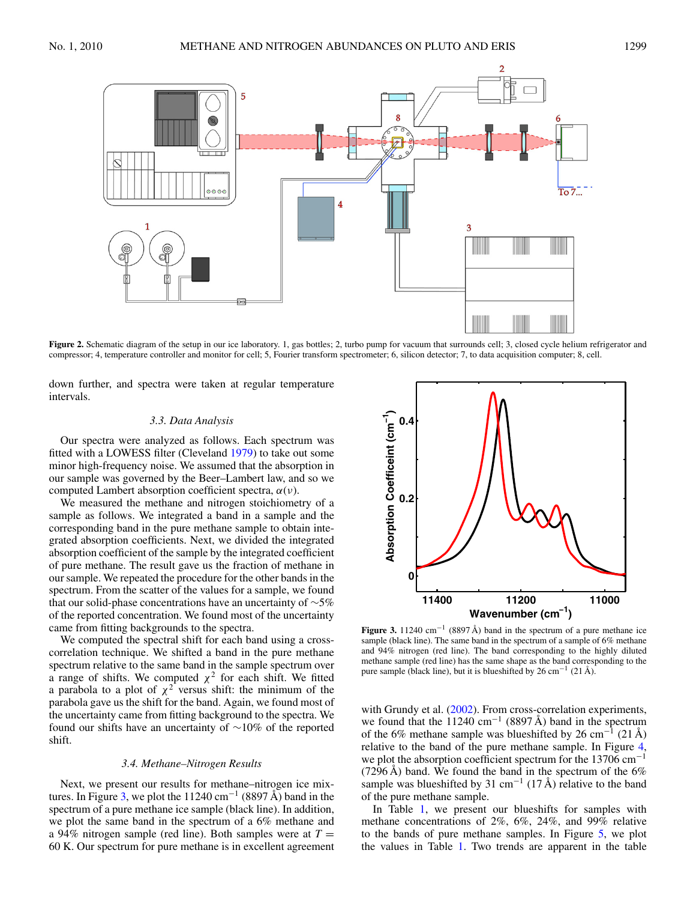Figure 2. Schematic diagram of the setup in our ice laboratory. 1, gas bottles; 2, turbo pump for vacuum that surrounds cell; 3, closed cycle helium refrigerator and compressor; 4, temperature controller and monitor for cell; 5, Fourier transform spectrometer; 6, silicon detector; 7, to data acquisition computer; 8, cell.

down further, and spectra were taken at regular temperature intervals.

### 3.3. Data Analysis

Our spectra were analyzed as follows. Each spectrum was fitted with a LOWESS filter (Cleveland 1979) to take out some minor high-frequency noise. We assumed that the absorption in our sample was governed by the Beer–Lambert law, and so we computed Lambert absorption coefficient spectra, $\alpha(\nu)$.

We measured the methane and nitrogen stoichiometry of a sample as follows. We integrated a band in a sample and the corresponding band in the pure methane sample to obtain integrated absorption coefficients. Next, we divided the integrated absorption coefficient of the sample by the integrated coefficient of pure methane. The result gave us the fraction of methane in our sample. We repeated the procedure for the other bands in the spectrum. From the scatter of the values for a sample, we found that our solid-phase concentrations have an uncertainty of ~5% of the reported concentration. We found most of the uncertainty came from fitting backgrounds to the spectra.

We computed the spectral shift for each band using a cross-correlation technique. We shifted a band in the pure methane spectrum relative to the same band in the sample spectrum over a range of shifts. We computed $\chi^2$ for each shift. We fitted a parabola to a plot of $\chi^2$ versus shift: the minimum of the parabola gave us the shift for the band. Again, we found most of the uncertainty came from fitting background to the spectra. We found our shifts have an uncertainty of ~10% of the reported shift.

### 3.4. Methane–Nitrogen Results

Next, we present our results for methane–nitrogen ice mixtures. In Figure 3, we plot the 11240 cm$^{-1}$ (8897 Å) band in the spectrum of a pure methane ice sample (black line). In addition, we plot the same band in the spectrum of a 6% methane and a 94% nitrogen sample (red line). Both samples were at $T = 60$ K. Our spectrum for pure methane is in excellent agreement with Grundy et al. (2002). From cross-correlation experiments, we found that the 11240 cm$^{-1}$ (8897 Å) band in the spectrum of the 6% methane sample was blueshifted by 26 cm$^{-1}$ (21 Å) relative to the band of the pure methane sample. In Figure 4, we plot the absorption coefficient spectrum for the 13706 cm$^{-1}$ (7296 Å) band. We found the band in the spectrum of the 6% sample was blueshifted by 31 cm$^{-1}$ (17 Å) relative to the band of the pure methane sample.

In Table 1, we present our blueshifts for samples with methane concentrations of 2%, 6%, 24%, and 99% relative to the bands of pure methane samples. In Figure 5, we plot the values in Table 1. Two trends are apparent in the table

Figure 3. 11240 cm$^{-1}$ (8897 Å) band in the spectrum of a pure methane ice sample (black line). The same band in the spectrum of a sample of 6% methane and 94% nitrogen (red line). The band corresponding to the highly diluted methane sample (red line) has the same shape as the band corresponding to the pure sample (black line), but it is blueshifted by 26 cm$^{-1}$ (21 Å).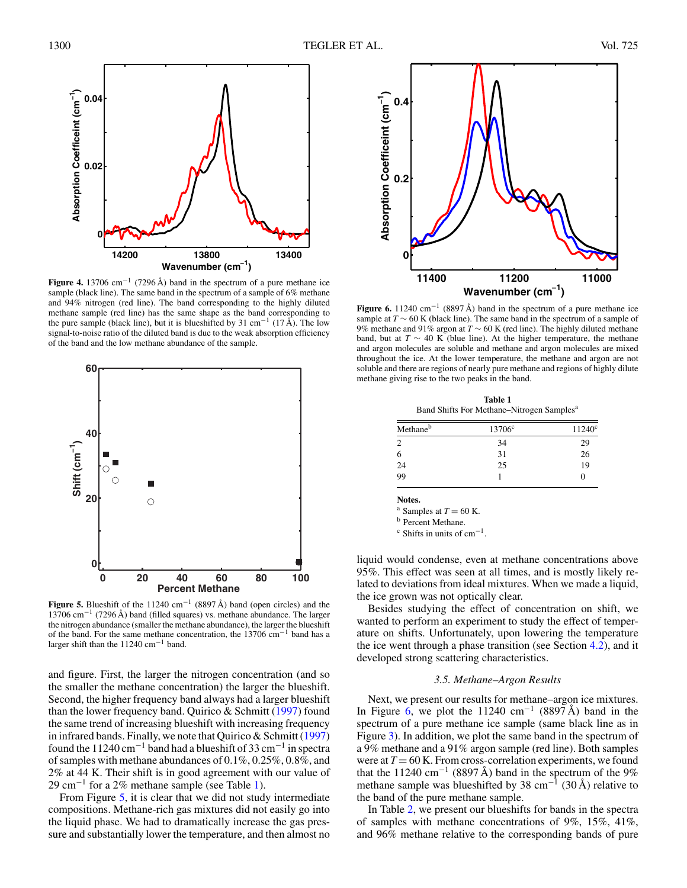**Figure 4.** 13706 $\text{cm}^{-1}$ (7296 Å) band in the spectrum of a pure methane ice sample (black line). The same band in the spectrum of a sample of 6% methane and 94% nitrogen (red line). The band corresponding to the highly diluted methane sample (red line) has the same shape as the band corresponding to the pure sample (black line), but it is blueshifted by 31 $\text{cm}^{-1}$ (17 Å). The low signal-to-noise ratio of the diluted band is due to the weak absorption efficiency of the band and the low methane abundance of the sample.

**Figure 5.** Blueshift of the 11240 $\text{cm}^{-1}$ (8897 Å) band (open circles) and the 13706 $\text{cm}^{-1}$ (7296 Å) band (filled squares) vs. methane abundance. The larger the nitrogen abundance (smaller the methane abundance), the larger the blueshift of the band. For the same methane concentration, the 13706 $\text{cm}^{-1}$ band has a larger shift than the 11240 $\text{cm}^{-1}$ band.

and figure. First, the larger the nitrogen concentration (and so the smaller the methane concentration) the larger the blueshift. Second, the higher frequency band always had a larger blueshift than the lower frequency band. Quirico & Schmitt (1997) found the same trend of increasing blueshift with increasing frequency in infrared bands. Finally, we note that Quirico & Schmitt (1997) found the 11240 $\text{cm}^{-1}$ band had a blueshift of 33 $\text{cm}^{-1}$ in spectra of samples with methane abundances of 0.1%, 0.25%, 0.8%, and 2% at 44 K. Their shift is in good agreement with our value of 29 $\text{cm}^{-1}$ for a 2% methane sample (see Table 1).

From Figure 5, it is clear that we did not study intermediate compositions. Methane-rich gas mixtures did not easily go into the liquid phase. We had to dramatically increase the gas pressure and substantially lower the temperature, and then almost no liquid would condense, even at methane concentrations above 95%. This effect was seen at all times, and is mostly likely related to deviations from ideal mixtures. When we made a liquid, the ice grown was not optically clear.

Besides studying the effect of concentration on shift, we wanted to perform an experiment to study the effect of temperature on shifts. Unfortunately, upon lowering the temperature the ice went through a phase transition (see Section 4.2), and it developed strong scattering characteristics.

**Figure 6.** 11240 $\text{cm}^{-1}$ (8897 Å) band in the spectrum of a pure methane ice sample at $T \sim 60$ K (black line). The same band in the spectrum of a sample of 9% methane and 91% argon at $T \sim 60$ K (red line). The highly diluted methane band, but at $T \sim 40$ K (blue line). At the higher temperature, the methane and argon molecules are soluble and methane and argon molecules are mixed throughout the ice. At the lower temperature, the methane and argon are not soluble and there are regions of nearly pure methane and regions of highly dilute methane giving rise to the two peaks in the band.

**Table 1**
Band Shifts For Methane–Nitrogen Samples[a]

| Methane[b] | 13706[c] | 11240[c] |
|---|---|---|
| 2 | 34 | 29 |
| 6 | 31 | 26 |
| 24 | 25 | 19 |
| 99 | 1 | 0 |

**Notes.**
[a] Samples at $T = 60$ K.
[b] Percent Methane.
[c] Shifts in units of $\text{cm}^{-1}$.

### 3.5. *Methane–Argon Results*

Next, we present our results for methane–argon ice mixtures. In Figure 6, we plot the 11240 $\text{cm}^{-1}$ (8897 Å) band in the spectrum of a pure methane ice sample (same black line as in Figure 3). In addition, we plot the same band in the spectrum of a 9% methane and a 91% argon sample (red line). Both samples were at $T = 60$ K. From cross-correlation experiments, we found that the 11240 $\text{cm}^{-1}$ (8897 Å) band in the spectrum of the 9% methane sample was blueshifted by 38 $\text{cm}^{-1}$ (30 Å) relative to the band of the pure methane sample.

In Table 2, we present our blueshifts for bands in the spectra of samples with methane concentrations of 9%, 15%, 41%, and 96% methane relative to the corresponding bands of pure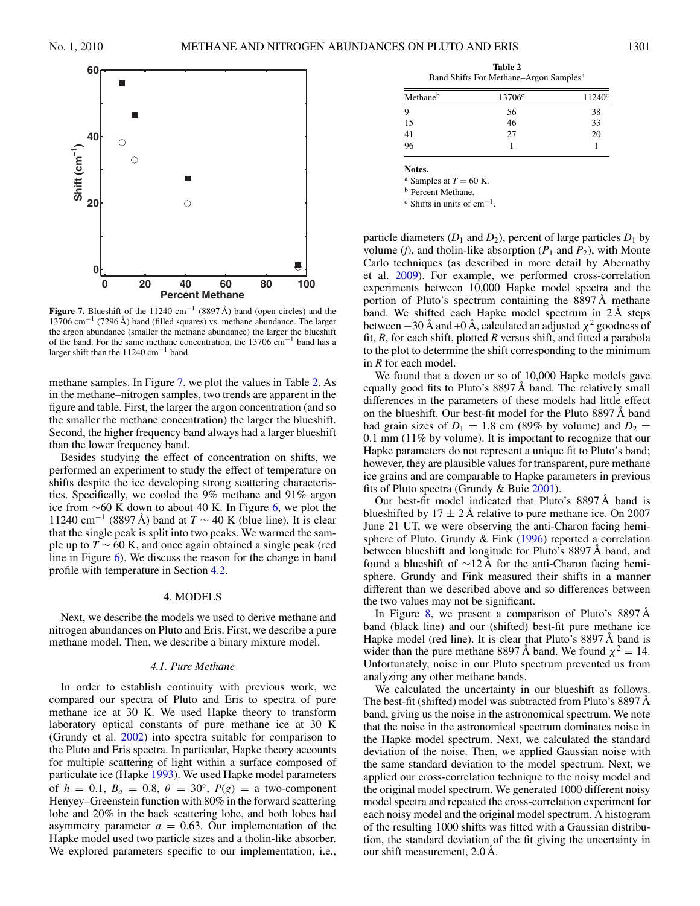**Figure 7.** Blueshift of the 11240 $cm^{-1}$ (8897 Å) band (open circles) and the 13706 $cm^{-1}$ (7296 Å) band (filled squares) vs. methane abundance. The larger the argon abundance (smaller the methane abundance) the larger the blueshift of the band. For the same methane concentration, the 13706 $cm^{-1}$ band has a larger shift than the 11240 $cm^{-1}$ band.

methane samples. In Figure 7, we plot the values in Table 2. As in the methane–nitrogen samples, two trends are apparent in the figure and table. First, the larger the argon concentration (and so the smaller the methane concentration) the larger the blueshift. Second, the higher frequency band always had a larger blueshift than the lower frequency band.

Besides studying the effect of concentration on shifts, we performed an experiment to study the effect of temperature on shifts despite the ice developing strong scattering characteristics. Specifically, we cooled the 9% methane and 91% argon ice from ∼60 K down to about 40 K. In Figure 6, we plot the 11240 $cm^{-1}$ (8897 Å) band at $T \sim 40$ K (blue line). It is clear that the single peak is split into two peaks. We warmed the sample up to $T \sim 60$ K, and once again obtained a single peak (red line in Figure 6). We discuss the reason for the change in band profile with temperature in Section 4.2.

## 4. MODELS

Next, we describe the models we used to derive methane and nitrogen abundances on Pluto and Eris. First, we describe a pure methane model. Then, we describe a binary mixture model.

### 4.1. Pure Methane

In order to establish continuity with previous work, we compared our spectra of Pluto and Eris to spectra of pure methane ice at 30 K. We used Hapke theory to transform laboratory optical constants of pure methane ice at 30 K (Grundy et al. 2002) into spectra suitable for comparison to the Pluto and Eris spectra. In particular, Hapke theory accounts for multiple scattering of light within a surface composed of particulate ice (Hapke 1993). We used Hapke model parameters of $h = 0.1$, $B_o = 0.8$, $\overline{\theta} = 30^{\circ}$, $P(g)$ = a two-component Henyey–Greenstein function with 80% in the forward scattering lobe and 20% in the back scattering lobe, and both lobes had asymmetry parameter $a = 0.63$. Our implementation of the Hapke model used two particle sizes and a tholin-like absorber. We explored parameters specific to our implementation, i.e.,

**Table 2**
Band Shifts For Methane–Argon Samples[a]

| Methane[b] | 13706[c] | 11240[c] |
|---|---|---|
| 9 | 56 | 38 |
| 15 | 46 | 33 |
| 41 | 27 | 20 |
| 96 | 1 | 1 |

**Notes.**
[a] Samples at $T = 60$ K.
[b] Percent Methane.
[c] Shifts in units of $cm^{-1}$.

particle diameters ($D_1$ and $D_2$), percent of large particles $D_1$ by volume ($f$), and tholin-like absorption ($P_1$ and $P_2$), with Monte Carlo techniques (as described in more detail by Abernathy et al. 2009). For example, we performed cross-correlation experiments between 10,000 Hapke model spectra and the portion of Pluto's spectrum containing the 8897 Å methane band. We shifted each Hapke model spectrum in 2 Å steps between −30 Å and +0 Å, calculated an adjusted $\chi^2$ goodness of fit, $R$, for each shift, plotted $R$ versus shift, and fitted a parabola to the plot to determine the shift corresponding to the minimum in $R$ for each model.

We found that a dozen or so of 10,000 Hapke models gave equally good fits to Pluto's 8897 Å band. The relatively small differences in the parameters of these models had little effect on the blueshift. Our best-fit model for the Pluto 8897 Å band had grain sizes of $D_1 = 1.8$ cm (89% by volume) and $D_2 = 0.1$ mm (11% by volume). It is important to recognize that our Hapke parameters do not represent a unique fit to Pluto's band; however, they are plausible values for transparent, pure methane ice grains and are comparable to Hapke parameters in previous fits of Pluto spectra (Grundy & Buie 2001).

Our best-fit model indicated that Pluto's 8897 Å band is blueshifted by $17 \pm 2$ Å relative to pure methane ice. On 2007 June 21 UT, we were observing the anti-Charon facing hemisphere of Pluto. Grundy & Fink (1996) reported a correlation between blueshift and longitude for Pluto's 8897 Å band, and found a blueshift of ∼12 Å for the anti-Charon facing hemisphere. Grundy and Fink measured their shifts in a manner different than we described above and so differences between the two values may not be significant.

In Figure 8, we present a comparison of Pluto's 8897 Å band (black line) and our (shifted) best-fit pure methane ice Hapke model (red line). It is clear that Pluto's 8897 Å band is wider than the pure methane 8897 Å band. We found $\chi^2 = 14$. Unfortunately, noise in our Pluto spectrum prevented us from analyzing any other methane bands.

We calculated the uncertainty in our blueshift as follows. The best-fit (shifted) model was subtracted from Pluto's 8897 Å band, giving us the noise in the astronomical spectrum. We note that the noise in the astronomical spectrum dominates noise in the Hapke model spectrum. Next, we calculated the standard deviation of the noise. Then, we applied Gaussian noise with the same standard deviation to the model spectrum. Next, we applied our cross-correlation technique to the noisy model and the original model spectrum. We generated 1000 different noisy model spectra and repeated the cross-correlation experiment for each noisy model and the original model spectrum. A histogram of the resulting 1000 shifts was fitted with a Gaussian distribution, the standard deviation of the fit giving the uncertainty in our shift measurement, 2.0 Å.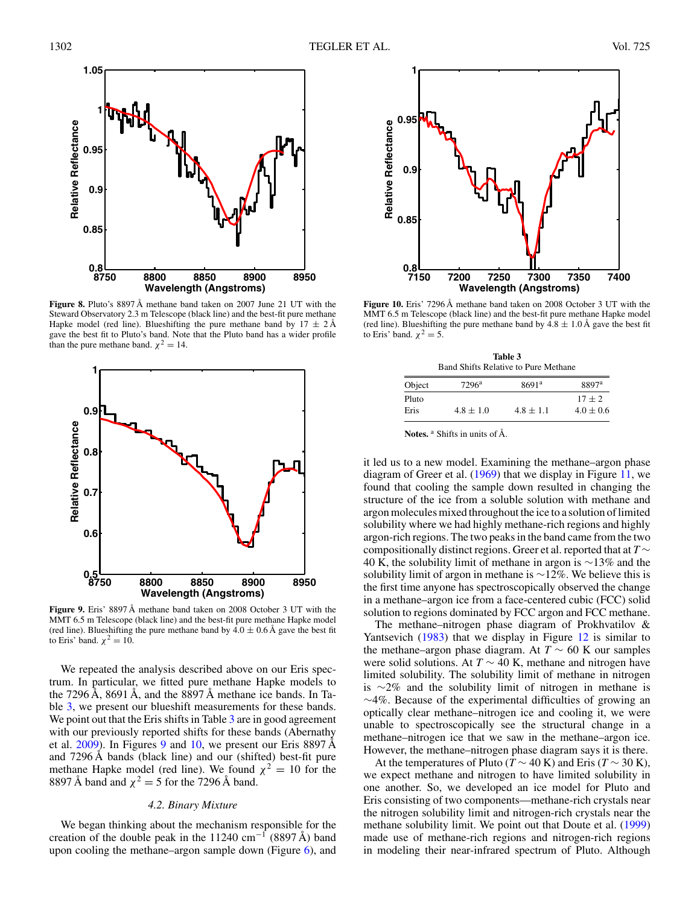**Figure 8.** Pluto's 8897 Å methane band taken on 2007 June 21 UT with the Steward Observatory 2.3 m Telescope (black line) and the best-fit pure methane Hapke model (red line). Blueshifting the pure methane band by $17 \pm 2$ Å gave the best fit to Pluto's band. Note that the Pluto band has a wider profile than the pure methane band. $\chi^2 = 14$.

**Figure 9.** Eris' 8897 Å methane band taken on 2008 October 3 UT with the MMT 6.5 m Telescope (black line) and the best-fit pure methane Hapke model (red line). Blueshifting the pure methane band by $4.0 \pm 0.6$ Å gave the best fit to Eris' band. $\chi^2 = 10$.

We repeated the analysis described above on our Eris spectrum. In particular, we fitted pure methane Hapke models to the 7296 Å, 8691 Å, and the 8897 Å methane ice bands. In Table 3, we present our blueshift measurements for these bands. We point out that the Eris shifts in Table 3 are in good agreement with our previously reported shifts for these bands (Abernathy et al. 2009). In Figures 9 and 10, we present our Eris 8897 Å and 7296 Å bands (black line) and our (shifted) best-fit pure methane Hapke model (red line). We found $\chi^2 = 10$ for the 8897 Å band and $\chi^2 = 5$ for the 7296 Å band.

### 4.2. Binary Mixture

We began thinking about the mechanism responsible for the creation of the double peak in the 11240 cm$^{-1}$ (8897 Å) band upon cooling the methane–argon sample down (Figure 6), and it led us to a new model. Examining the methane–argon phase diagram of Greer et al. (1969) that we display in Figure 11, we found that cooling the sample down resulted in changing the structure of the ice from a soluble solution with methane and argon molecules mixed throughout the ice to a solution of limited solubility where we had highly methane-rich regions and highly argon-rich regions. The two peaks in the band came from the two compositionally distinct regions. Greer et al. reported that at $T \sim 40$ K, the solubility limit of methane in argon is ∼13% and the solubility limit of argon in methane is ∼12%. We believe this is the first time anyone has spectroscopically observed the change in a methane–argon ice from a face-centered cubic (FCC) solid solution to regions dominated by FCC argon and FCC methane.

**Figure 10.** Eris' 7296 Å methane band taken on 2008 October 3 UT with the MMT 6.5 m Telescope (black line) and the best-fit pure methane Hapke model (red line). Blueshifting the pure methane band by $4.8 \pm 1.0$ Å gave the best fit to Eris' band. $\chi^2 = 5$.

**Table 3**
Band Shifts Relative to Pure Methane

| Object | 7296[a] | 8691[a] | 8897[a] |
|---|---|---|---|
| Pluto | | | $17 \pm 2$ |
| Eris | $4.8 \pm 1.0$ | $4.8 \pm 1.1$ | $4.0 \pm 0.6$ |

**Notes.** [a] Shifts in units of Å.

The methane–nitrogen phase diagram of Prokhvatilov & Yantsevich (1983) that we display in Figure 12 is similar to the methane–argon phase diagram. At $T \sim 60$ K our samples were solid solutions. At $T \sim 40$ K, methane and nitrogen have limited solubility. The solubility limit of methane in nitrogen is ∼2% and the solubility limit of nitrogen in methane is ∼4%. Because of the experimental difficulties of growing an optically clear methane–nitrogen ice and cooling it, we were unable to spectroscopically see the structural change in a methane–nitrogen ice that we saw in the methane–argon ice. However, the methane–nitrogen phase diagram says it is there.

At the temperatures of Pluto ($T \sim 40$ K) and Eris ($T \sim 30$ K), we expect methane and nitrogen to have limited solubility in one another. So, we developed an ice model for Pluto and Eris consisting of two components—methane-rich crystals near the nitrogen solubility limit and nitrogen-rich crystals near the methane solubility limit. We point out that Doute et al. (1999) made use of methane-rich regions and nitrogen-rich regions in modeling their near-infrared spectrum of Pluto. Although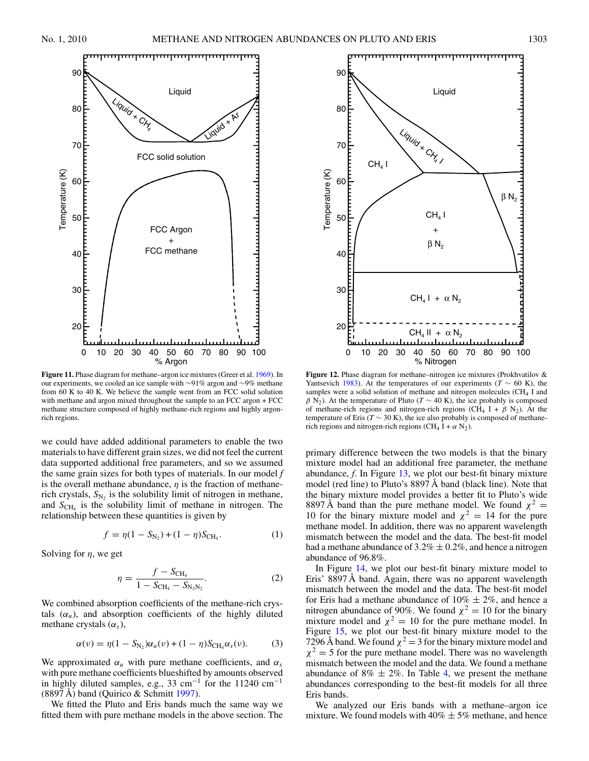**Figure 11.** Phase diagram for methane–argon ice mixtures (Greer et al. 1969). In our experiments, we cooled an ice sample with ~91% argon and ~9% methane from 60 K to 40 K. We believe the sample went from an FCC solid solution with methane and argon mixed throughout the sample to an FCC argon + FCC methane structure composed of highly methane-rich regions and highly argon-rich regions.

**Figure 12.** Phase diagram for methane–nitrogen ice mixtures (Prokhvatilov & Yantsevich 1983). At the temperatures of our experiments ($T \sim 60$ K), the samples were a solid solution of methane and nitrogen molecules ($CH_4$ I and $\beta$ $N_2$). At the temperature of Pluto ($T \sim 40$ K), the ice probably is composed of methane-rich regions and nitrogen-rich regions ($CH_4$ I + $\beta$ $N_2$). At the temperature of Eris ($T \sim 30$ K), the ice also probably is composed of methane-rich regions and nitrogen-rich regions ($CH_4$ I + $\alpha$ $N_2$).

we could have added additional parameters to enable the two materials to have different grain sizes, we did not feel the current data supported additional free parameters, and so we assumed the same grain sizes for both types of materials. In our model $f$ is the overall methane abundance, $\eta$ is the fraction of methane-rich crystals, $S_{N_2}$ is the solubility limit of nitrogen in methane, and $S_{CH_4}$ is the solubility limit of methane in nitrogen. The relationship between these quantities is given by

$$f = \eta(1 - S_{N_2}) + (1 - \eta)S_{CH_4}. \tag{1}$$

Solving for $\eta$, we get

$$\eta = \frac{f - S_{CH_4}}{1 - S_{CH_4} - S_{N_2N_2}}. \tag{2}$$

We combined absorption coefficients of the methane-rich crystals ($\alpha_u$), and absorption coefficients of the highly diluted methane crystals ($\alpha_s$),

$$\alpha(\nu) = \eta(1 - S_{N_2})\alpha_u(\nu) + (1 - \eta)S_{CH_4}\alpha_s(\nu). \tag{3}$$

We approximated $\alpha_u$ with pure methane coefficients, and $\alpha_s$ with pure methane coefficients blueshifted by amounts observed in highly diluted samples, e.g., 33 cm$^{-1}$ for the 11240 cm$^{-1}$ (8897 Å) band (Quirico & Schmitt 1997).

We fitted the Pluto and Eris bands much the same way we fitted them with pure methane models in the above section. The primary difference between the two models is that the binary mixture model had an additional free parameter, the methane abundance, $f$. In Figure 13, we plot our best-fit binary mixture model (red line) to Pluto's 8897 Å band (black line). Note that the binary mixture model provides a better fit to Pluto's wide 8897 Å band than the pure methane model. We found $\chi^2 = 10$ for the binary mixture model and $\chi^2 = 14$ for the pure methane model. In addition, there was no apparent wavelength mismatch between the model and the data. The best-fit model had a methane abundance of $3.2\% \pm 0.2\%$, and hence a nitrogen abundance of 96.8%.

In Figure 14, we plot our best-fit binary mixture model to Eris' 8897 Å band. Again, there was no apparent wavelength mismatch between the model and the data. The best-fit model for Eris had a methane abundance of $10\% \pm 2\%$, and hence a nitrogen abundance of 90%. We found $\chi^2 = 10$ for the binary mixture model and $\chi^2 = 10$ for the pure methane model. In Figure 15, we plot our best-fit binary mixture model to the 7296 Å band. We found $\chi^2 = 3$ for the binary mixture model and $\chi^2 = 5$ for the pure methane model. There was no wavelength mismatch between the model and the data. We found a methane abundance of $8\% \pm 2\%$. In Table 4, we present the methane abundances corresponding to the best-fit models for all three Eris bands.

We analyzed our Eris bands with a methane–argon ice mixture. We found models with $40\% \pm 5\%$ methane, and hence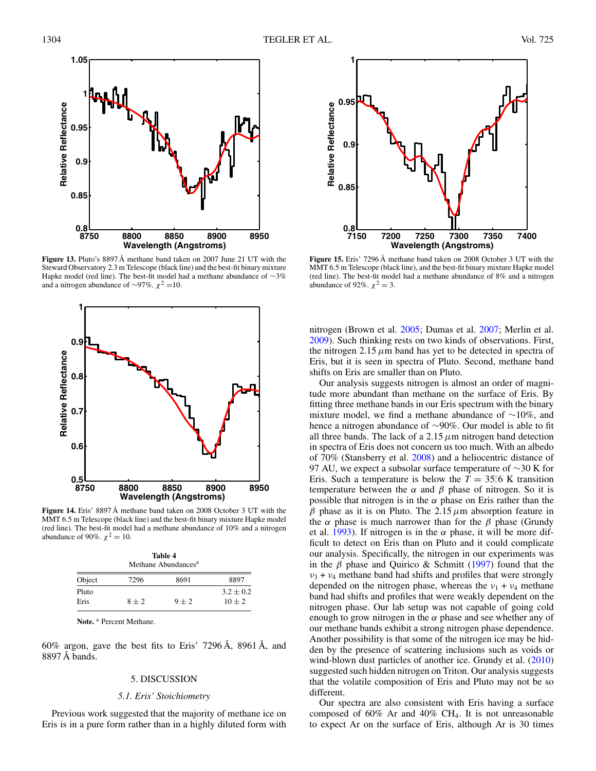**Figure 13.** Pluto's 8897 Å methane band taken on 2007 June 21 UT with the Steward Observatory 2.3 m Telescope (black line) and the best-fit binary mixture Hapke model (red line). The best-fit model had a methane abundance of ~3% and a nitrogen abundance of ~97%. $\chi^2$ =10.

**Figure 14.** Eris' 8897 Å methane band taken on 2008 October 3 UT with the MMT 6.5 m Telescope (black line) and the best-fit binary mixture Hapke model (red line). The best-fit model had a methane abundance of 10% and a nitrogen abundance of 90%. $\chi^2 = 10$.

**Table 4**
Methane Abundances[a]

| Object | 7296 | 8691 | 8897 |
|---|---|---|---|
| Pluto | | | $3.2 \pm 0.2$ |
| Eris | $8 \pm 2$ | $9 \pm 2$ | $10 \pm 2$ |

**Note.** [a] Percent Methane.

60% argon, gave the best fits to Eris' 7296 Å, 8961 Å, and 8897 Å bands.

**Figure 15.** Eris' 7296 Å methane band taken on 2008 October 3 UT with the MMT 6.5 m Telescope (black line), and the best-fit binary mixture Hapke model (red line). The best-fit model had a methane abundance of 8% and a nitrogen abundance of 92%. $\chi^2 = 3$.

## 5. DISCUSSION

### 5.1. *Eris' Stoichiometry*

Previous work suggested that the majority of methane ice on Eris is in a pure form rather than in a highly diluted form with nitrogen (Brown et al. 2005; Dumas et al. 2007; Merlin et al. 2009). Such thinking rests on two kinds of observations. First, the nitrogen 2.15 $\mu$m band has yet to be detected in spectra of Eris, but it is seen in spectra of Pluto. Second, methane band shifts on Eris are smaller than on Pluto.

Our analysis suggests nitrogen is almost an order of magnitude more abundant than methane on the surface of Eris. By fitting three methane bands in our Eris spectrum with the binary mixture model, we find a methane abundance of ~10%, and hence a nitrogen abundance of ~90%. Our model is able to fit all three bands. The lack of a 2.15 $\mu$m nitrogen band detection in spectra of Eris does not concern us too much. With an albedo of 70% (Stansberry et al. 2008) and a heliocentric distance of 97 AU, we expect a subsolar surface temperature of ~30 K for Eris. Such a temperature is below the $T = 35.6$ K transition temperature between the $\alpha$ and $\beta$ phase of nitrogen. So it is possible that nitrogen is in the $\alpha$ phase on Eris rather than the $\beta$ phase as it is on Pluto. The 2.15 $\mu$m absorption feature in the $\alpha$ phase is much narrower than for the $\beta$ phase (Grundy et al. 1993). If nitrogen is in the $\alpha$ phase, it will be more difficult to detect on Eris than on Pluto and it could complicate our analysis. Specifically, the nitrogen in our experiments was in the $\beta$ phase and Quirico & Schmitt (1997) found that the $\nu_3 + \nu_4$ methane band had shifts and profiles that were strongly depended on the nitrogen phase, whereas the $\nu_1 + \nu_4$ methane band had shifts and profiles that were weakly dependent on the nitrogen phase. Our lab setup was not capable of going cold enough to grow nitrogen in the $\alpha$ phase and see whether any of our methane bands exhibit a strong nitrogen phase dependence. Another possibility is that some of the nitrogen ice may be hidden by the presence of scattering inclusions such as voids or wind-blown dust particles of another ice. Grundy et al. (2010) suggested such hidden nitrogen on Triton. Our analysis suggests that the volatile composition of Eris and Pluto may not be so different.

Our spectra are also consistent with Eris having a surface composed of 60% Ar and 40% $CH_4$. It is not unreasonable to expect Ar on the surface of Eris, although Ar is 30 times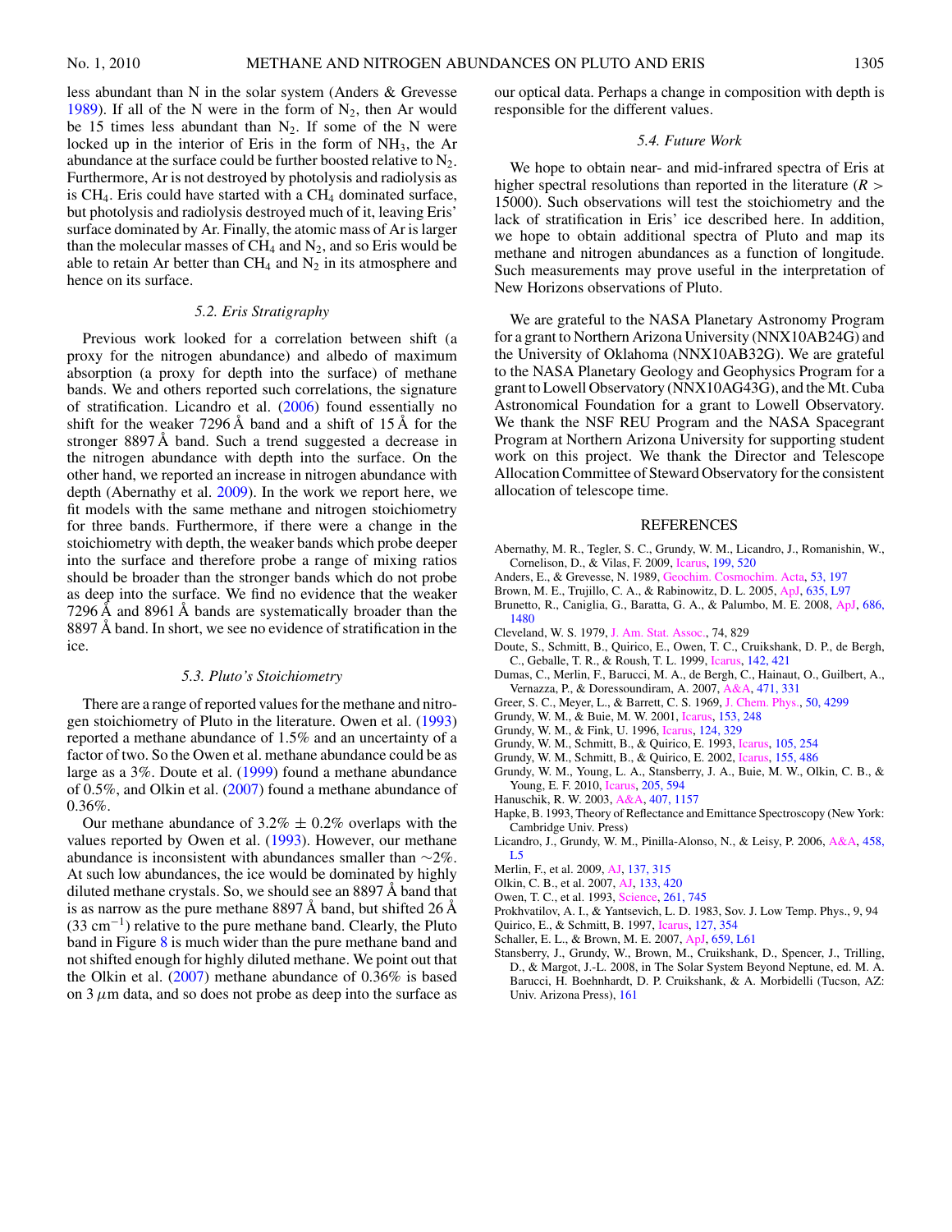less abundant than N in the solar system (Anders & Grevesse 1989). If all of the N were in the form of $N_2$, then Ar would be 15 times less abundant than $N_2$. If some of the N were locked up in the interior of Eris in the form of $NH_3$, the Ar abundance at the surface could be further boosted relative to $N_2$. Furthermore, Ar is not destroyed by photolysis and radiolysis as is $CH_4$. Eris could have started with a $CH_4$ dominated surface, but photolysis and radiolysis destroyed much of it, leaving Eris' surface dominated by Ar. Finally, the atomic mass of Ar is larger than the molecular masses of $CH_4$ and $N_2$, and so Eris would be able to retain Ar better than $CH_4$ and $N_2$ in its atmosphere and hence on its surface.

### 5.2. Eris Stratigraphy

Previous work looked for a correlation between shift (a proxy for the nitrogen abundance) and albedo of maximum absorption (a proxy for depth into the surface) of methane bands. We and others reported such correlations, the signature of stratification. Licandro et al. (2006) found essentially no shift for the weaker 7296 Å band and a shift of 15 Å for the stronger 8897 Å band. Such a trend suggested a decrease in the nitrogen abundance with depth into the surface. On the other hand, we reported an increase in nitrogen abundance with depth (Abernathy et al. 2009). In the work we report here, we fit models with the same methane and nitrogen stoichiometry for three bands. Furthermore, if there were a change in the stoichiometry with depth, the weaker bands which probe deeper into the surface and therefore probe a range of mixing ratios should be broader than the stronger bands which do not probe as deep into the surface. We find no evidence that the weaker 7296 Å and 8961 Å bands are systematically broader than the 8897 Å band. In short, we see no evidence of stratification in the ice.

### 5.3. Pluto's Stoichiometry

There are a range of reported values for the methane and nitrogen stoichiometry of Pluto in the literature. Owen et al. (1993) reported a methane abundance of 1.5% and an uncertainty of a factor of two. So the Owen et al. methane abundance could be as large as a 3%. Doute et al. (1999) found a methane abundance of 0.5%, and Olkin et al. (2007) found a methane abundance of 0.36%.

Our methane abundance of 3.2% ± 0.2% overlaps with the values reported by Owen et al. (1993). However, our methane abundance is inconsistent with abundances smaller than ~2%. At such low abundances, the ice would be dominated by highly diluted methane crystals. So, we should see an 8897 Å band that is as narrow as the pure methane 8897 Å band, but shifted 26 Å (33 $cm^{-1}$) relative to the pure methane band. Clearly, the Pluto band in Figure 8 is much wider than the pure methane band and not shifted enough for highly diluted methane. We point out that the Olkin et al. (2007) methane abundance of 0.36% is based on 3 $\mu$m data, and so does not probe as deep into the surface as our optical data. Perhaps a change in composition with depth is responsible for the different values.

### 5.4. Future Work

We hope to obtain near- and mid-infrared spectra of Eris at higher spectral resolutions than reported in the literature ($R >$ 15000). Such observations will test the stoichiometry and the lack of stratification in Eris' ice described here. In addition, we hope to obtain additional spectra of Pluto and map its methane and nitrogen abundances as a function of longitude. Such measurements may prove useful in the interpretation of New Horizons observations of Pluto.

We are grateful to the NASA Planetary Astronomy Program for a grant to Northern Arizona University (NNX10AB24G) and the University of Oklahoma (NNX10AB32G). We are grateful to the NASA Planetary Geology and Geophysics Program for a grant to Lowell Observatory (NNX10AG43G), and the Mt. Cuba Astronomical Foundation for a grant to Lowell Observatory. We thank the NSF REU Program and the NASA Spacegrant Program at Northern Arizona University for supporting student work on this project. We thank the Director and Telescope Allocation Committee of Steward Observatory for the consistent allocation of telescope time.

## REFERENCES

Abernathy, M. R., Tegler, S. C., Grundy, W. M., Licandro, J., Romanishin, W., Cornelison, D., & Vilas, F. 2009, Icarus, 199, 520

Anders, E., & Grevesse, N. 1989, Geochim. Cosmochim. Acta, 53, 197

Brown, M. E., Trujillo, C. A., & Rabinowitz, D. L. 2005, ApJ, 635, L97

Brunetto, R., Caniglia, G., Baratta, G. A., & Palumbo, M. E. 2008, ApJ, 686, 1480

Cleveland, W. S. 1979, J. Am. Stat. Assoc., 74, 829

Doute, S., Schmitt, B., Quirico, E., Owen, T. C., Cruikshank, D. P., de Bergh, C., Geballe, T. R., & Roush, T. L. 1999, Icarus, 142, 421

Dumas, C., Merlin, F., Barucci, M. A., de Bergh, C., Hainaut, O., Guilbert, A., Vernazza, P., & Doressoundiram, A. 2007, A&A, 471, 331

Greer, S. C., Meyer, L., & Barrett, C. S. 1969, J. Chem. Phys., 50, 4299

Grundy, W. M., & Buie, M. W. 2001, Icarus, 153, 248

Grundy, W. M., & Fink, U. 1996, Icarus, 124, 329

Grundy, W. M., Schmitt, B., & Quirico, E. 1993, Icarus, 105, 254

Grundy, W. M., Schmitt, B., & Quirico, E. 2002, Icarus, 155, 486

Grundy, W. M., Young, L. A., Stansberry, J. A., Buie, M. W., Olkin, C. B., & Young, E. F. 2010, Icarus, 205, 594

Hanuschik, R. W. 2003, A&A, 407, 1157

Hapke, B. 1993, Theory of Reflectance and Emittance Spectroscopy (New York: Cambridge Univ. Press)

Licandro, J., Grundy, W. M., Pinilla-Alonso, N., & Leisy, P. 2006, A&A, 458, L5

Merlin, F., et al. 2009, AJ, 137, 315

Olkin, C. B., et al. 2007, AJ, 133, 420

Owen, T. C., et al. 1993, Science, 261, 745

Prokhvatilov, A. I., & Yantsevich, L. D. 1983, Sov. J. Low Temp. Phys., 9, 94

Quirico, E., & Schmitt, B. 1997, Icarus, 127, 354

Schaller, E. L., & Brown, M. E. 2007, ApJ, 659, L61

Stansberry, J., Grundy, W., Brown, M., Cruikshank, D., Spencer, J., Trilling, D., & Margot, J.-L. 2008, in The Solar System Beyond Neptune, ed. M. A. Barucci, H. Boehnhardt, D. P. Cruikshank, & A. Morbidelli (Tucson, AZ: Univ. Arizona Press), 161